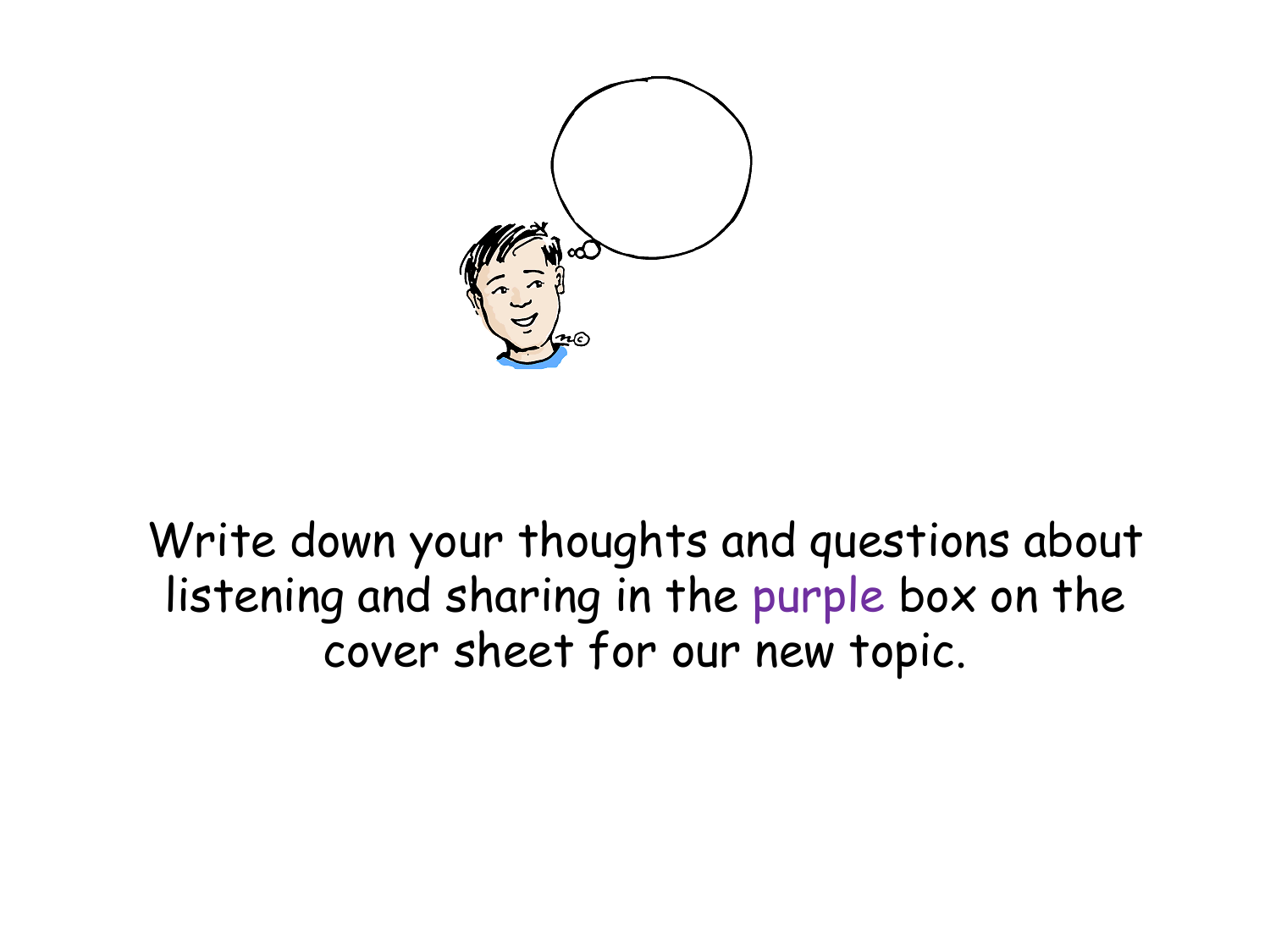Write down your thoughts and questions about listening and sharing in the purple box on the cover sheet for our new topic.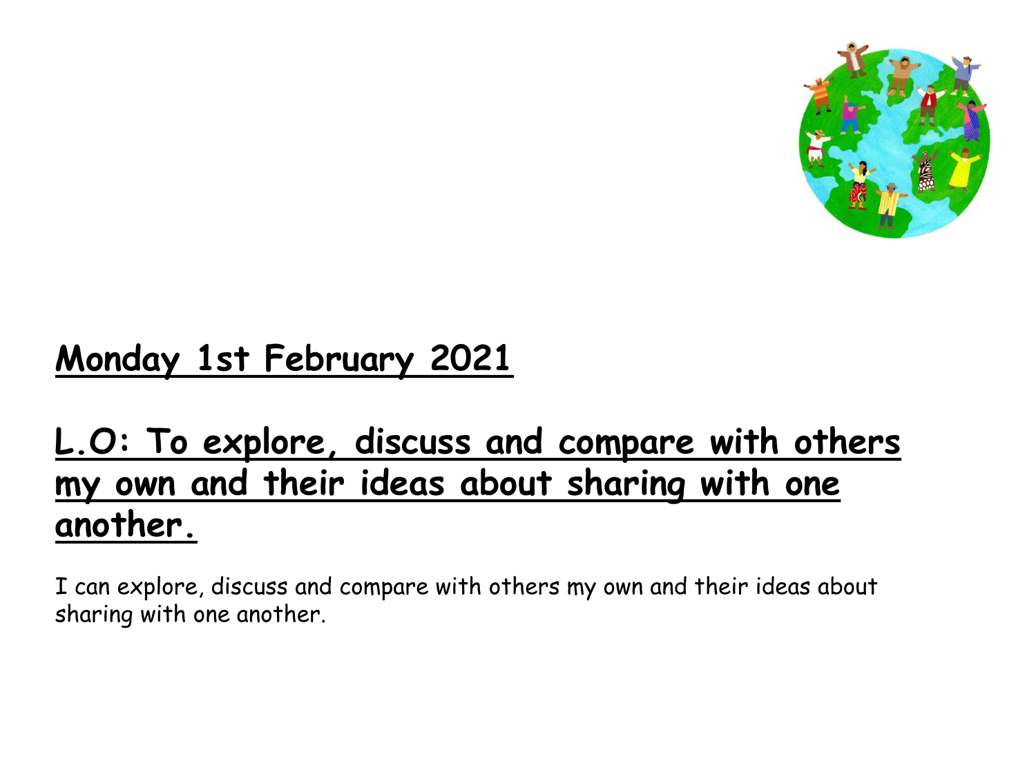**Monday 1st February 2021**

**L.O: To explore, discuss and compare with others my own and their ideas about sharing with one another.**

I can explore, discuss and compare with others my own and their ideas about sharing with one another.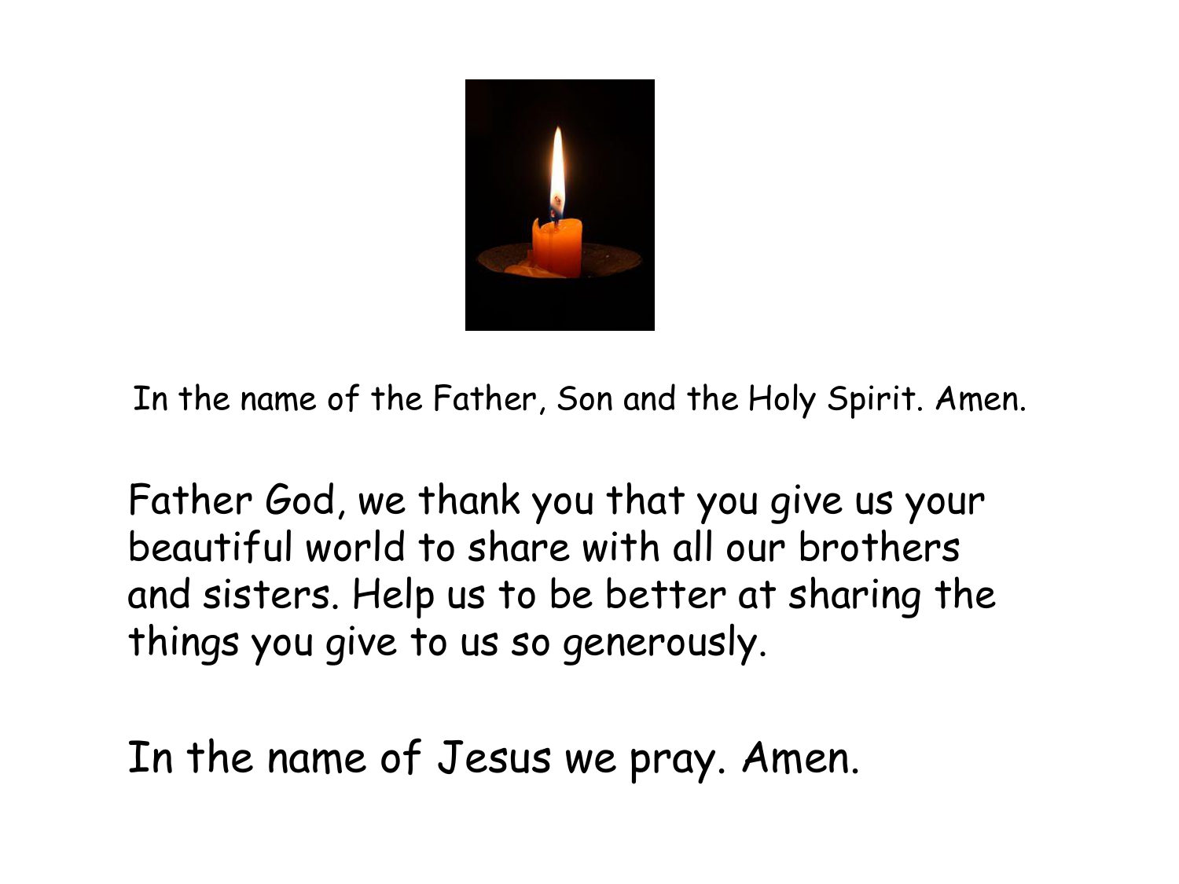In the name of the Father, Son and the Holy Spirit. Amen.

Father God, we thank you that you give us your beautiful world to share with all our brothers and sisters. Help us to be better at sharing the things you give to us so generously.

In the name of Jesus we pray. Amen.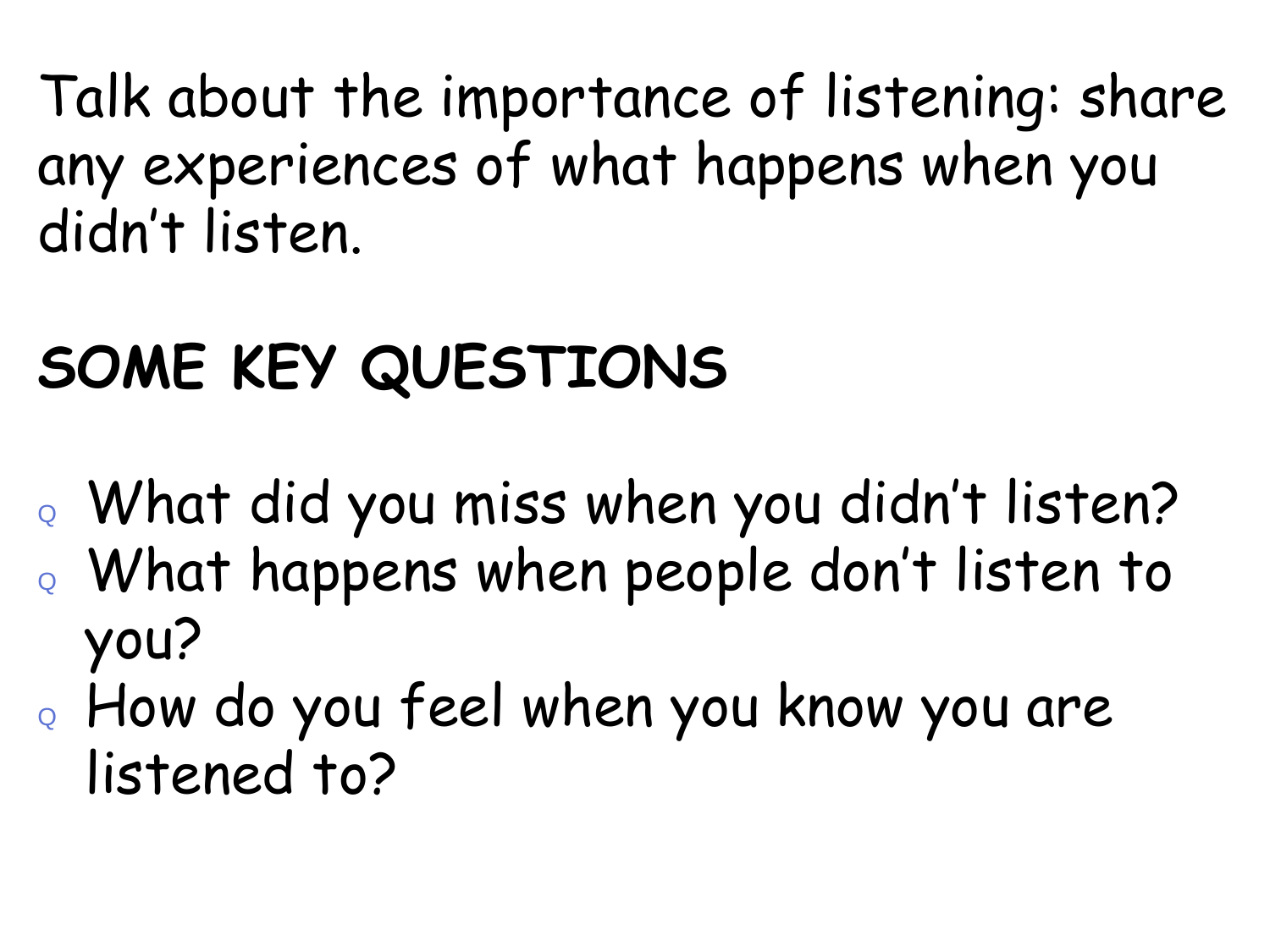Talk about the importance of listening: share any experiences of what happens when you didn't listen.

## SOME KEY QUESTIONS

- What did you miss when you didn't listen?
- What happens when people don't listen to you?
- How do you feel when you know you are listened to?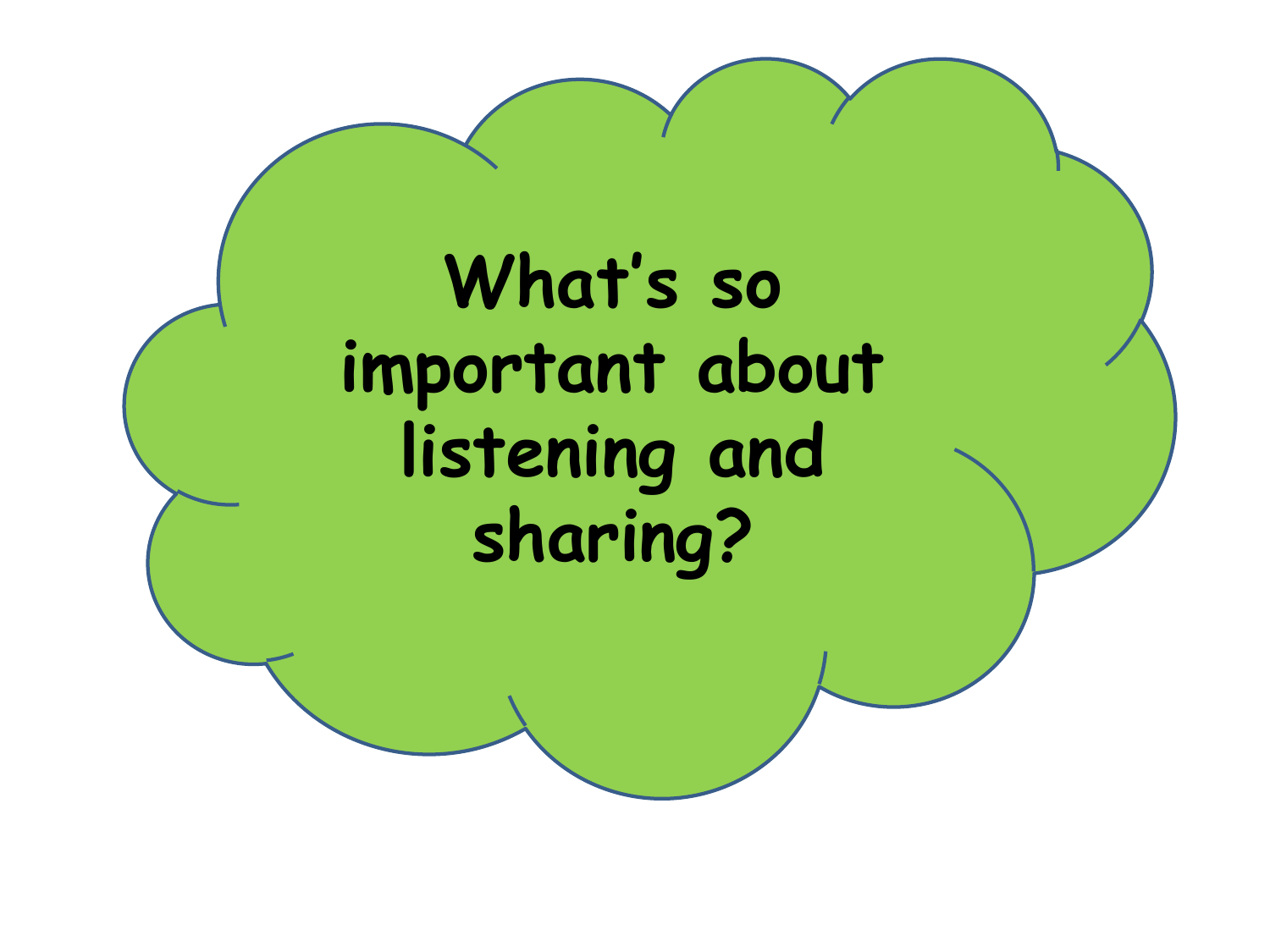# What's so important about listening and sharing?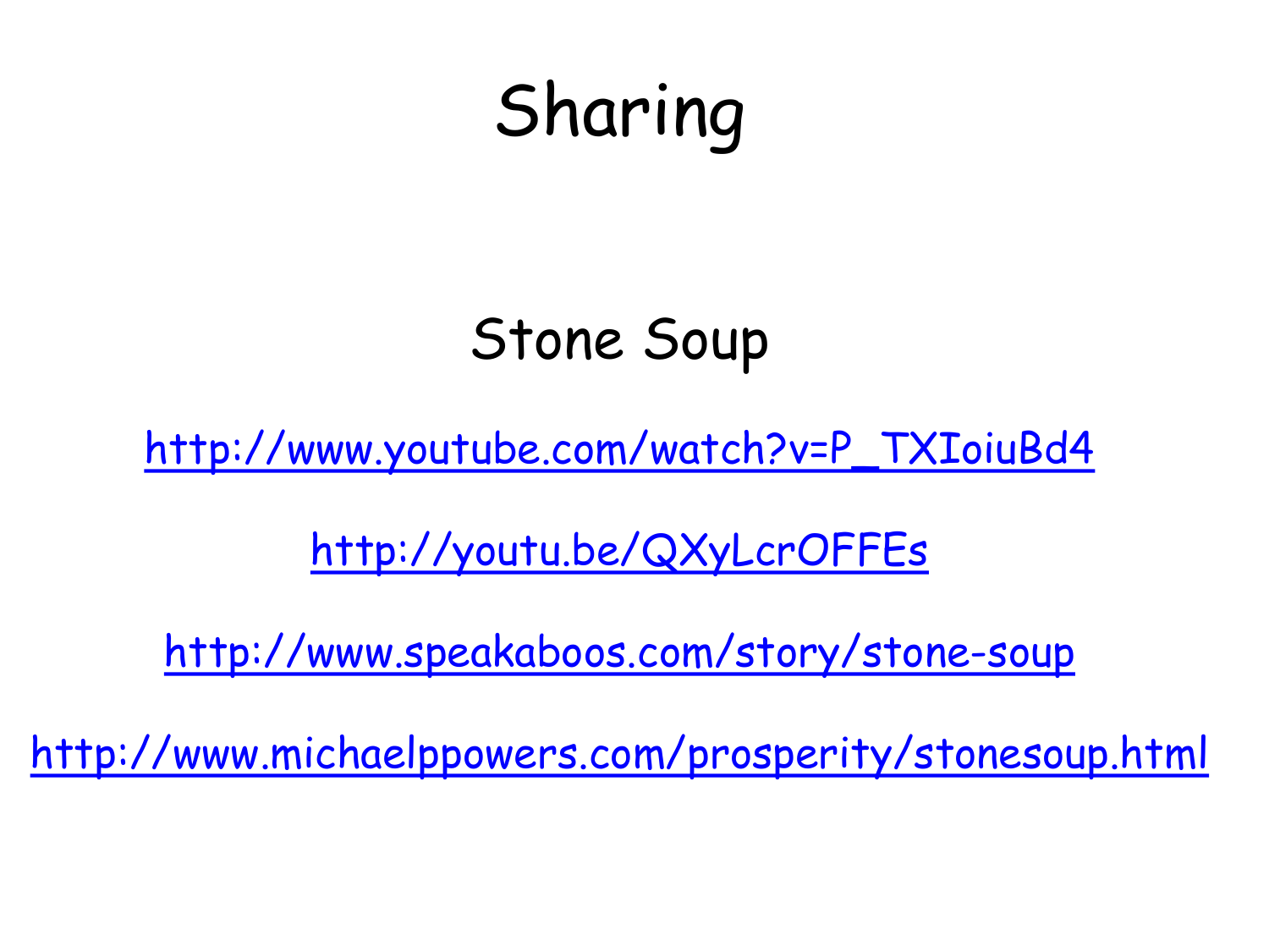# Sharing

## Stone Soup

http://www.youtube.com/watch?v=P_TXIoiuBd4

http://youtu.be/QXyLcrOFFEs

http://www.speakaboos.com/story/stone-soup

http://www.michaelppowers.com/prosperity/stonesoup.html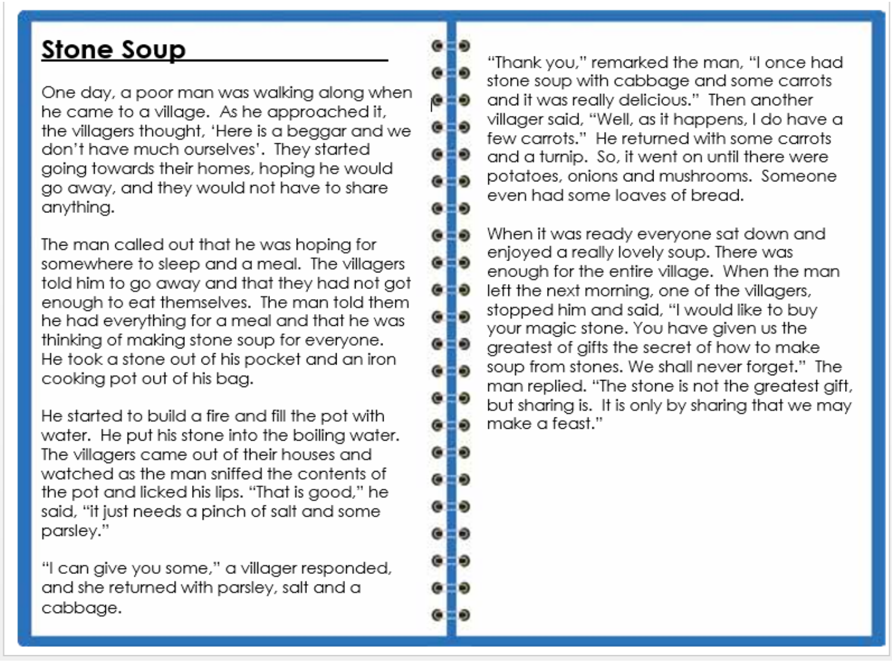# Stone Soup

One day, a poor man was walking along when he came to a village. As he approached it, the villagers thought, 'Here is a beggar and we don't have much ourselves'. They started going towards their homes, hoping he would go away, and they would not have to share anything.

The man called out that he was hoping for somewhere to sleep and a meal. The villagers told him to go away and that they had not got enough to eat themselves. The man told them he had everything for a meal and that he was thinking of making stone soup for everyone. He took a stone out of his pocket and an iron cooking pot out of his bag.

He started to build a fire and fill the pot with water. He put his stone into the boiling water. The villagers came out of their houses and watched as the man sniffed the contents of the pot and licked his lips. "That is good," he said, "it just needs a pinch of salt and some parsley."

"I can give you some," a villager responded, and she returned with parsley, salt and a cabbage.

"Thank you," remarked the man, "I once had stone soup with cabbage and some carrots and it was really delicious." Then another villager said, "Well, as it happens, I do have a few carrots." He returned with some carrots and a turnip. So, it went on until there were potatoes, onions and mushrooms. Someone even had some loaves of bread.

When it was ready everyone sat down and enjoyed a really lovely soup. There was enough for the entire village. When the man left the next morning, one of the villagers, stopped him and said, "I would like to buy your magic stone. You have given us the greatest of gifts the secret of how to make soup from stones. We shall never forget." The man replied. "The stone is not the greatest gift, but sharing is. It is only by sharing that we may make a feast."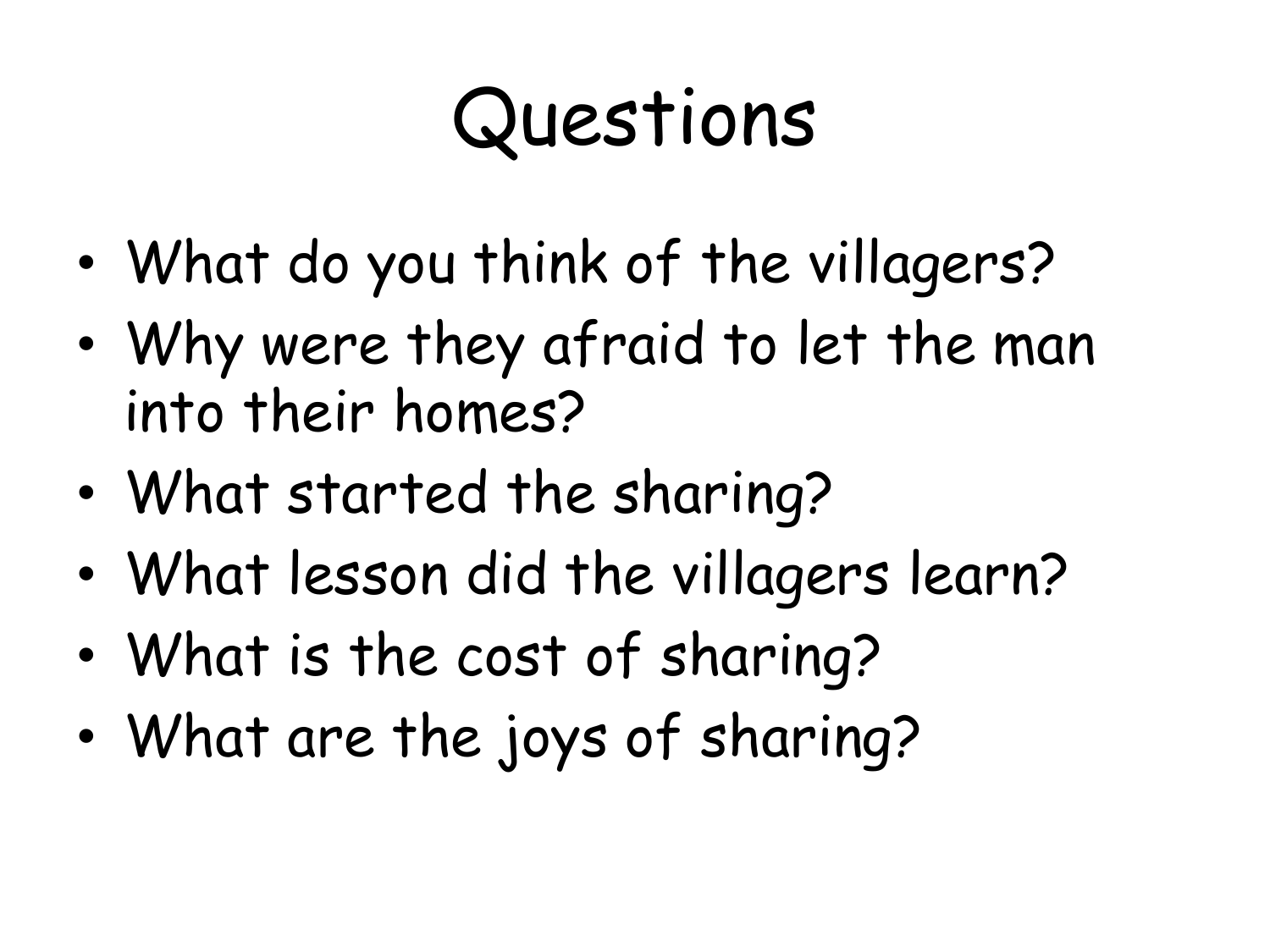# Questions

- What do you think of the villagers?
- Why were they afraid to let the man into their homes?
- What started the sharing?
- What lesson did the villagers learn?
- What is the cost of sharing?
- What are the joys of sharing?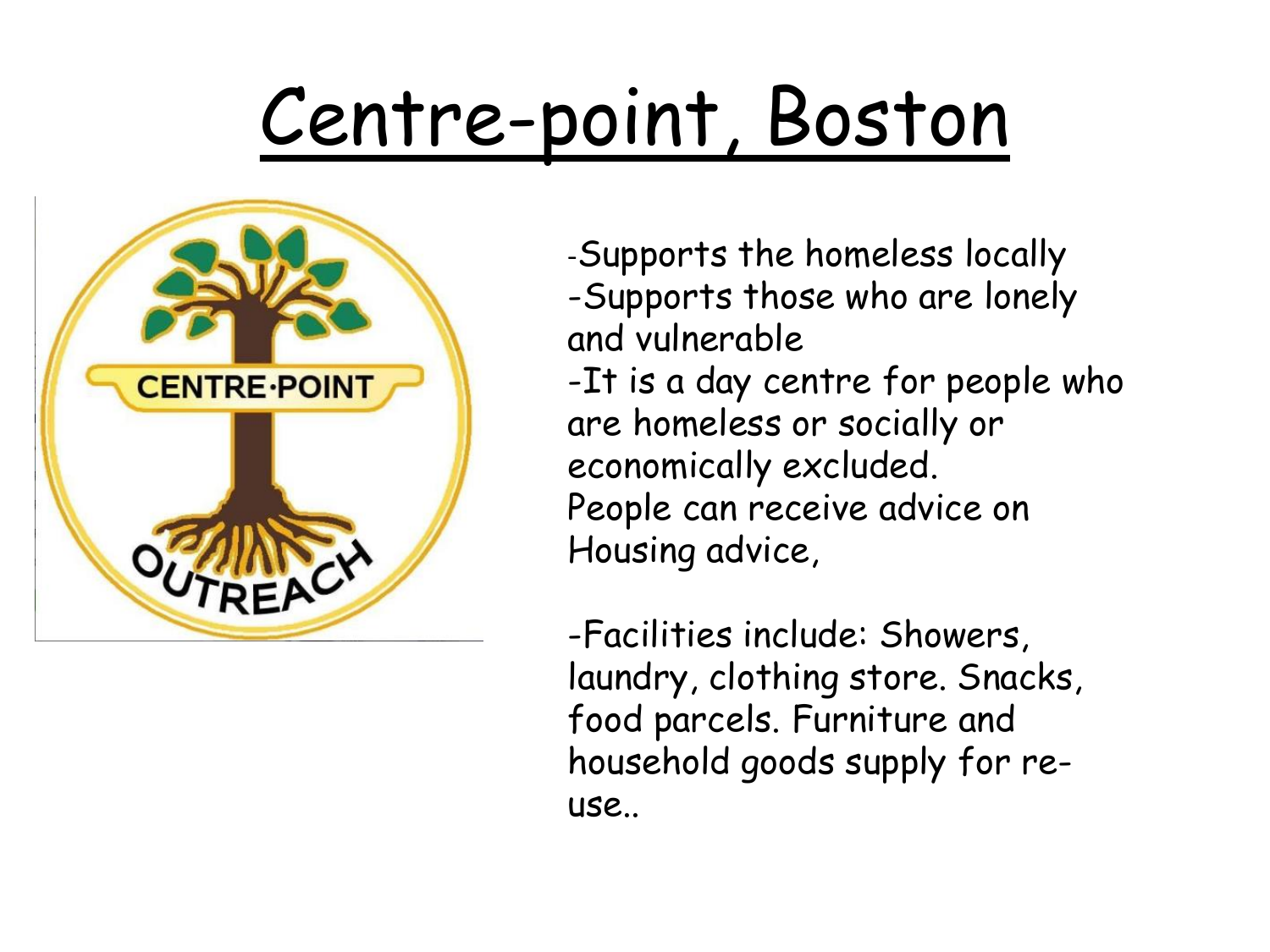# Centre-point, Boston

- Supports the homeless locally
- Supports those who are lonely and vulnerable
- It is a day centre for people who are homeless or socially or economically excluded.

People can receive advice on Housing advice,

- Facilities include: Showers, laundry, clothing store. Snacks, food parcels. Furniture and household goods supply for re-use..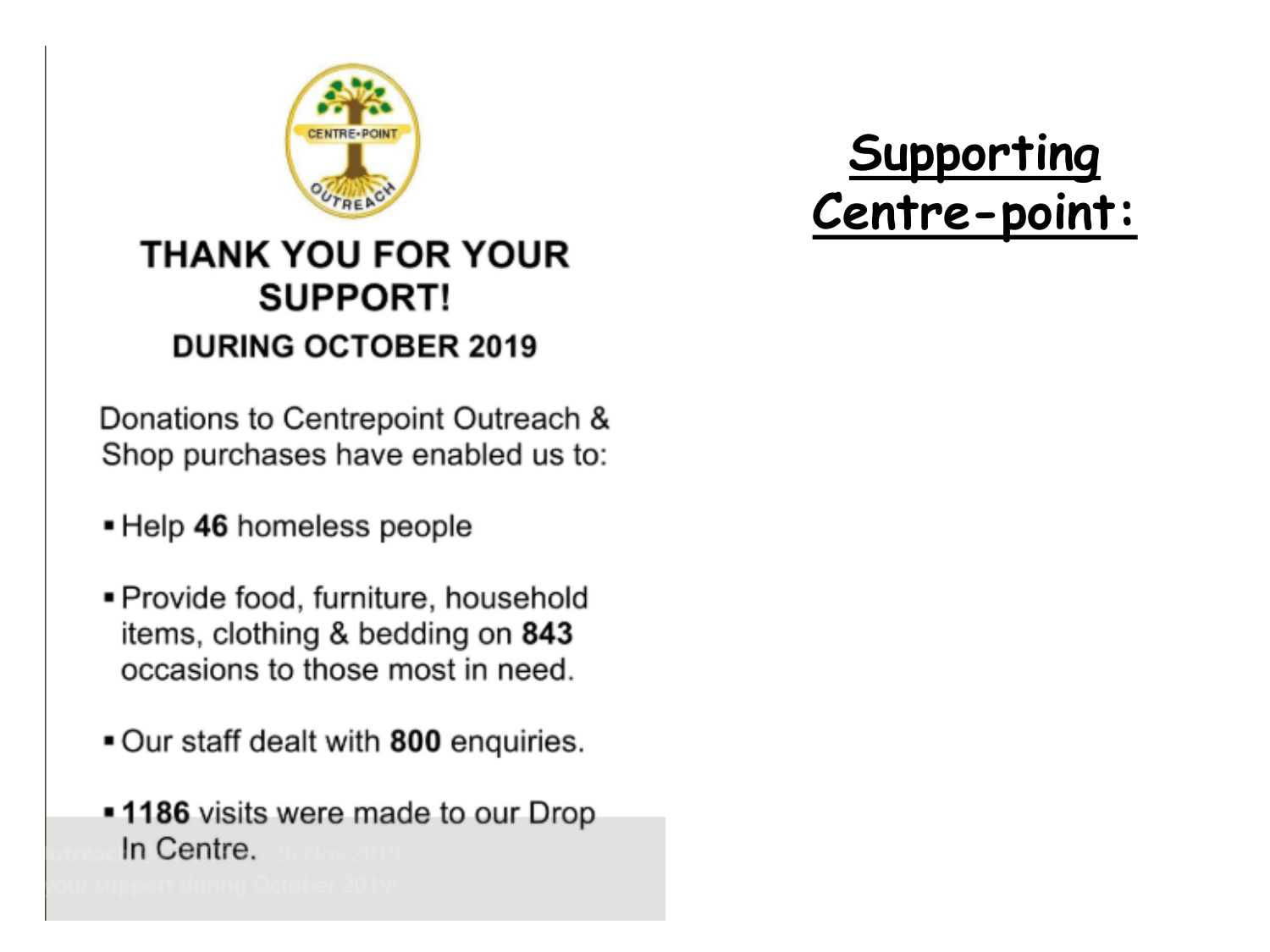# Supporting Centre-point:

CENTRE-POINT OUTREACH

## THANK YOU FOR YOUR SUPPORT!

### DURING OCTOBER 2019

Donations to Centrepoint Outreach & Shop purchases have enabled us to:

- Help **46** homeless people
- Provide food, furniture, household items, clothing & bedding on **843** occasions to those most in need.
- Our staff dealt with **800** enquiries.
- **1186** visits were made to our Drop In Centre.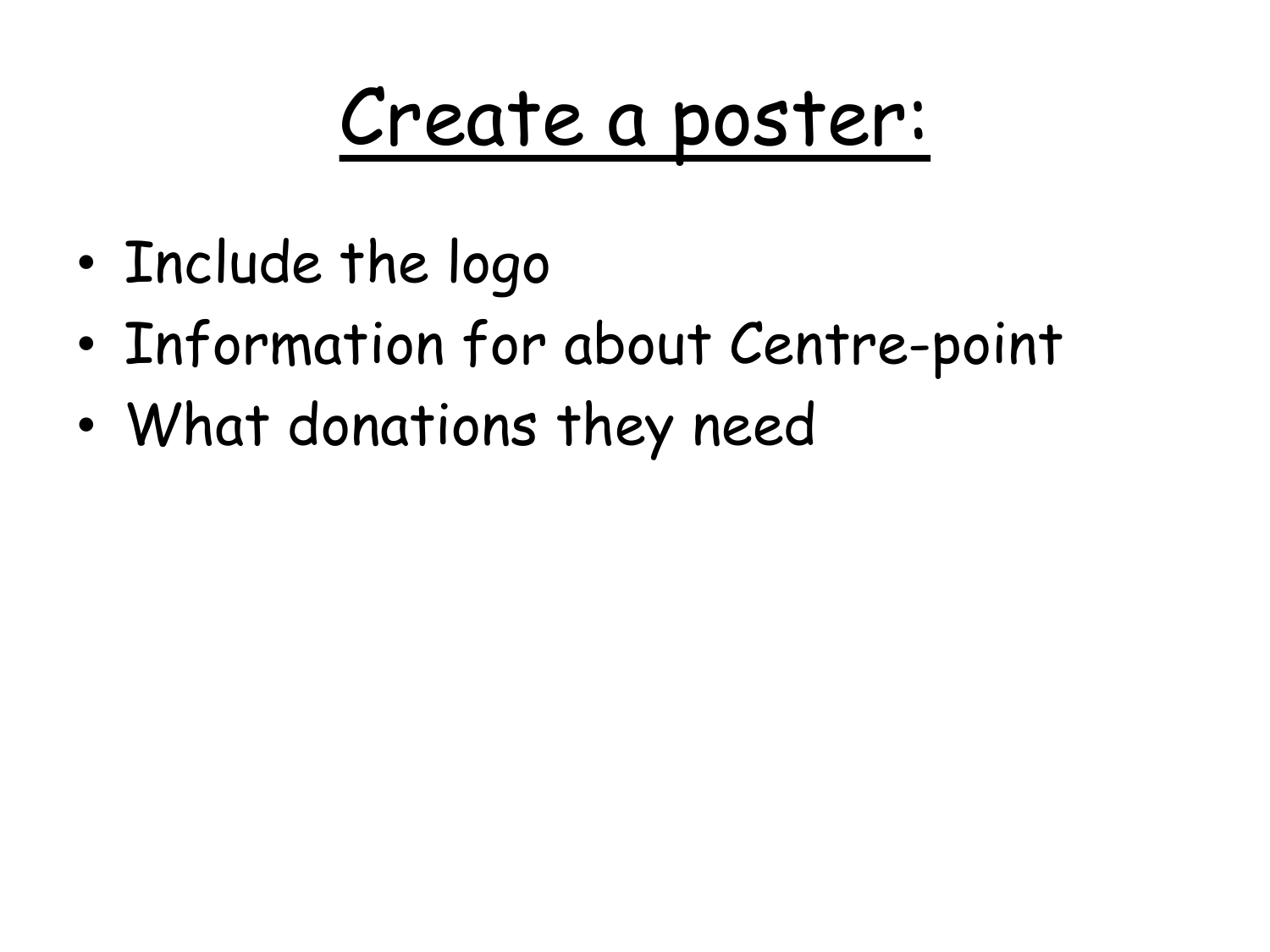# Create a poster:

- Include the logo
- Information for about Centre-point
- What donations they need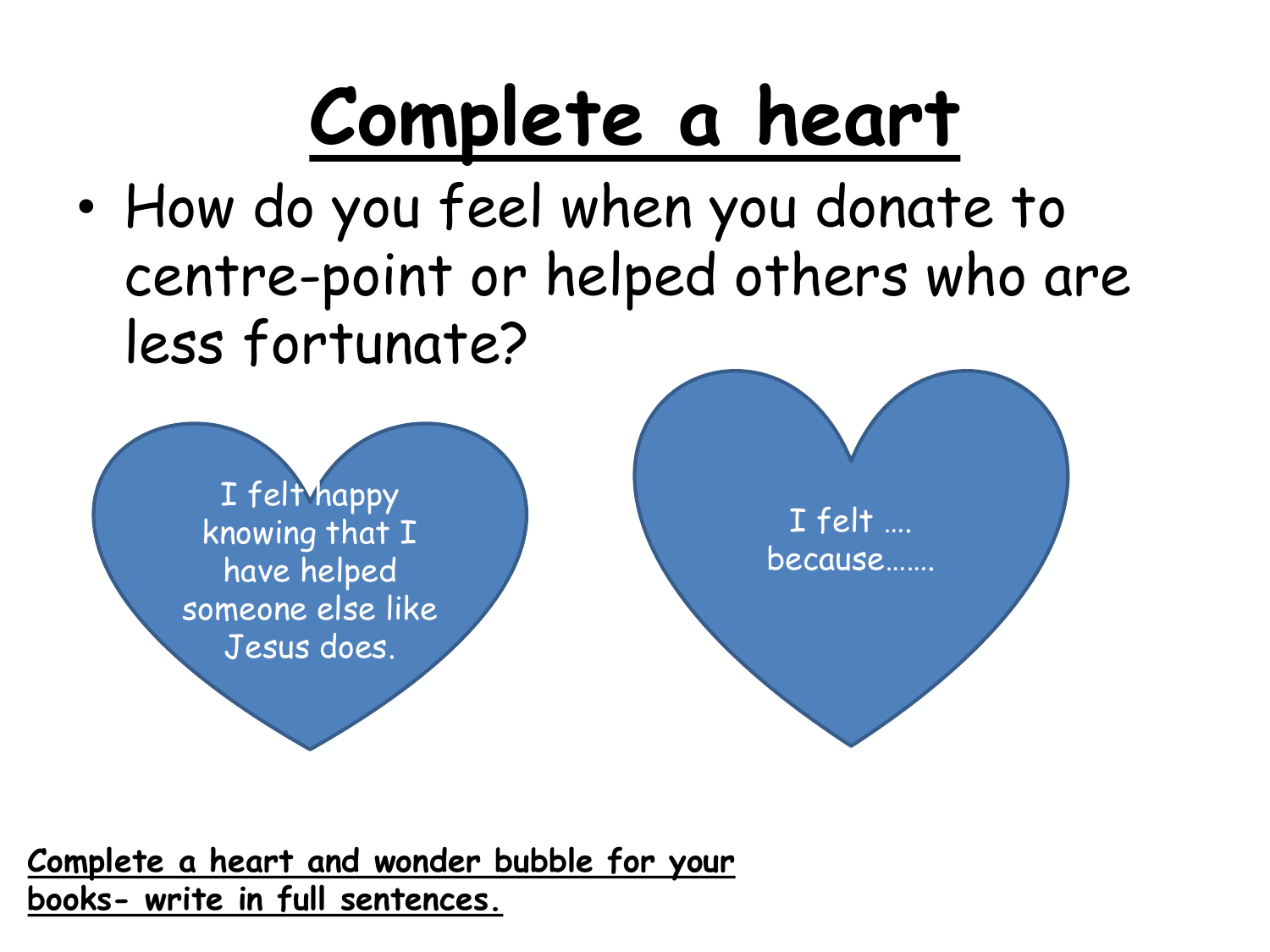# Complete a heart

- How do you feel when you donate to centre-point or helped others who are less fortunate?

I felt happy knowing that I have helped someone else like Jesus does.

I felt …. because…….

**Complete a heart and wonder bubble for your books- write in full sentences.**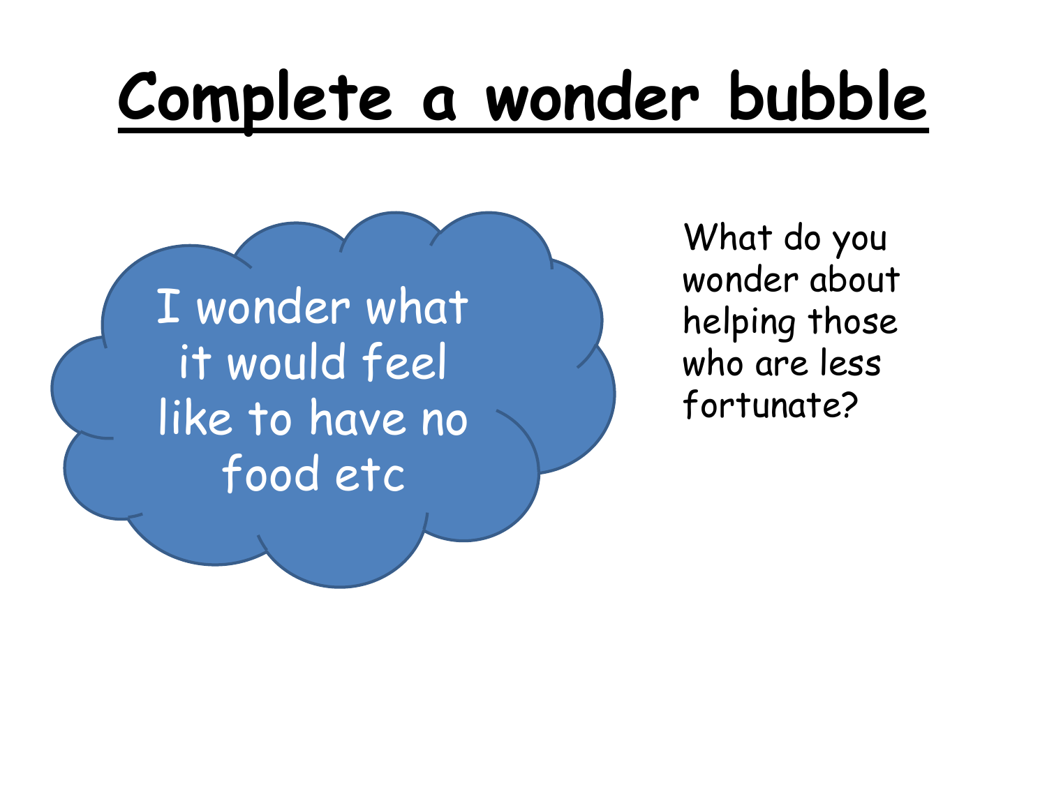# Complete a wonder bubble

I wonder what it would feel like to have no food etc

What do you wonder about helping those who are less fortunate?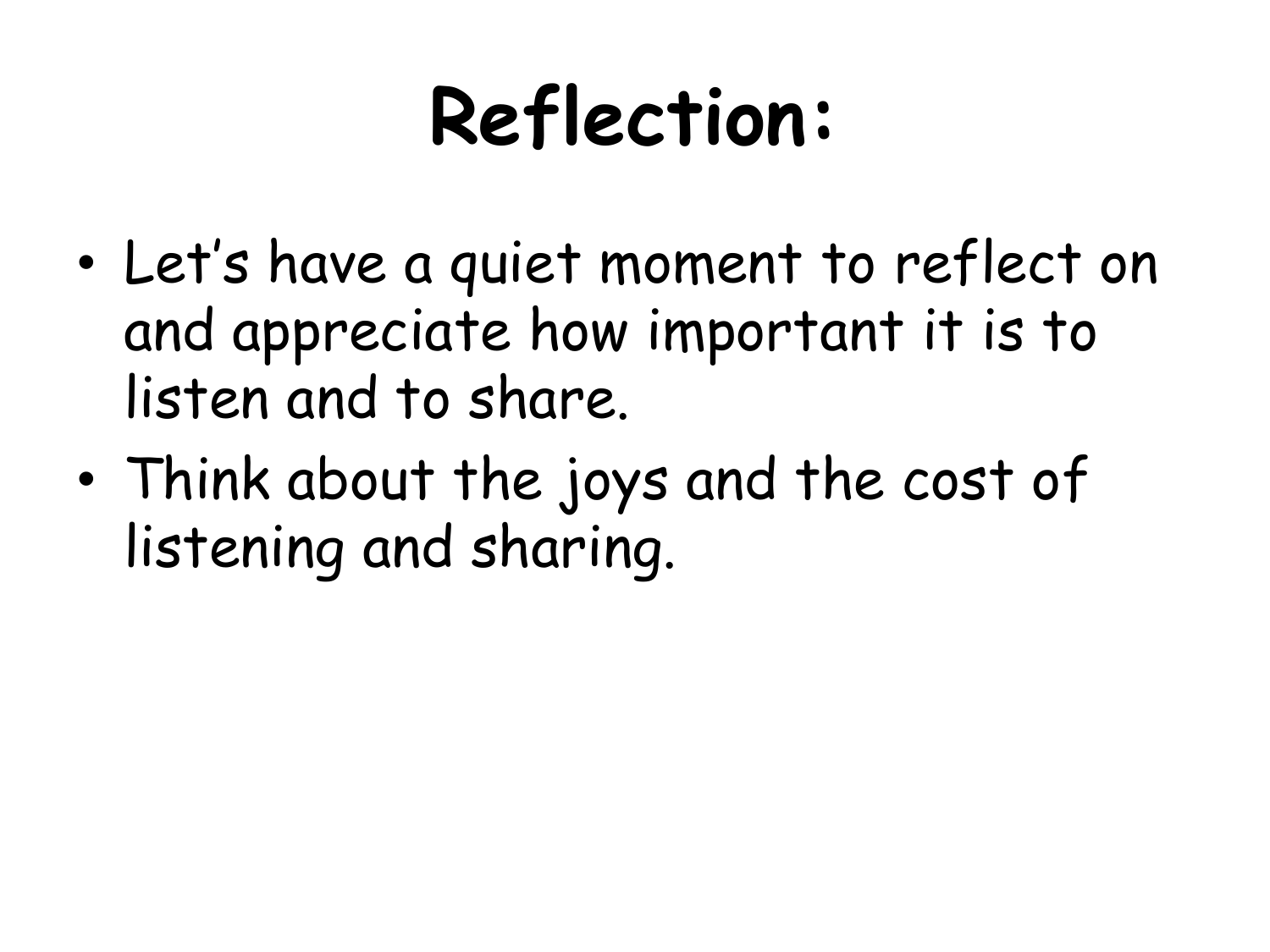# Reflection:

- Let's have a quiet moment to reflect on and appreciate how important it is to listen and to share.
- Think about the joys and the cost of listening and sharing.